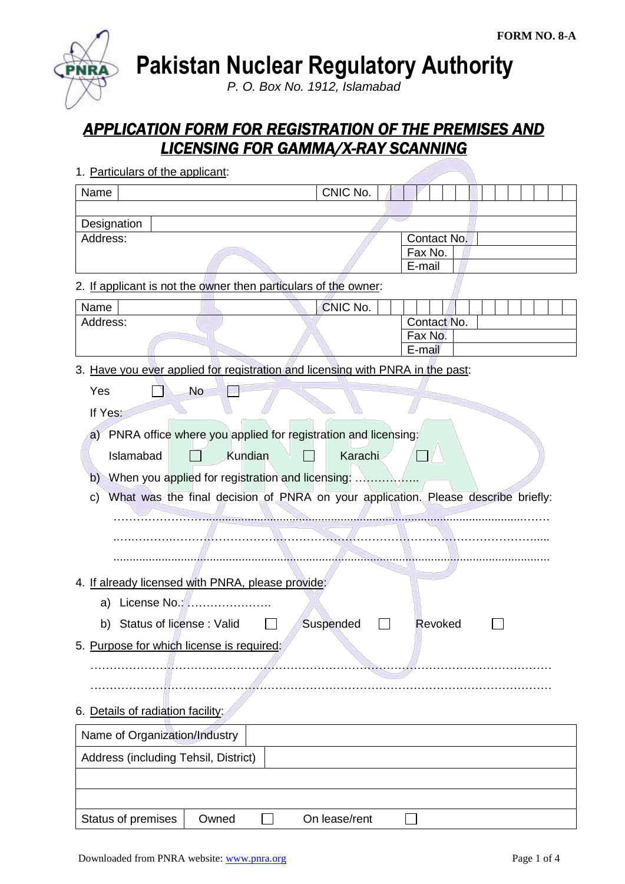FORM NO. 8-A

# Pakistan Nuclear Regulatory Authority

*P. O. Box No. 1912, Islamabad*

## *APPLICATION FORM FOR REGISTRATION OF THE PREMISES AND LICENSING FOR GAMMA/X-RAY SCANNING*

1. Particulars of the applicant:

| Name | | CNIC No. | |
|---|---|---|---|
| | | | |
| Designation | | | |
| Address: | | Contact No. | |
| | | Fax No. | |
| | | E-mail | |

2. If applicant is not the owner then particulars of the owner:

| Name | | CNIC No. | |
|---|---|---|---|
| Address: | | Contact No. | |
| | | Fax No. | |
| | | E-mail | |

3. Have you ever applied for registration and licensing with PNRA in the past:

   Yes ☐ No ☐

   If Yes:

   a) PNRA office where you applied for registration and licensing:

      Islamabad ☐ Kundian ☐ Karachi ☐

   b) When you applied for registration and licensing: ……………..

   c) What was the final decision of PNRA on your application. Please describe briefly: ……………………………………………………………………………………………………… ……………………………………………………………………………………………………… ………………………………………………………………………………………………………

4. If already licensed with PNRA, please provide:

   a) License No.: ………………….

   b) Status of license : Valid ☐ Suspended ☐ Revoked ☐

5. Purpose for which license is required:

   ………………………………………………………………………………………………………
   ………………………………………………………………………………………………………

6. Details of radiation facility:

| Name of Organization/Industry | | | |
|---|---|---|---|
| Address (including Tehsil, District) | | | |
| | | | |
| | | | |
| Status of premises | Owned ☐ | On lease/rent ☐ | |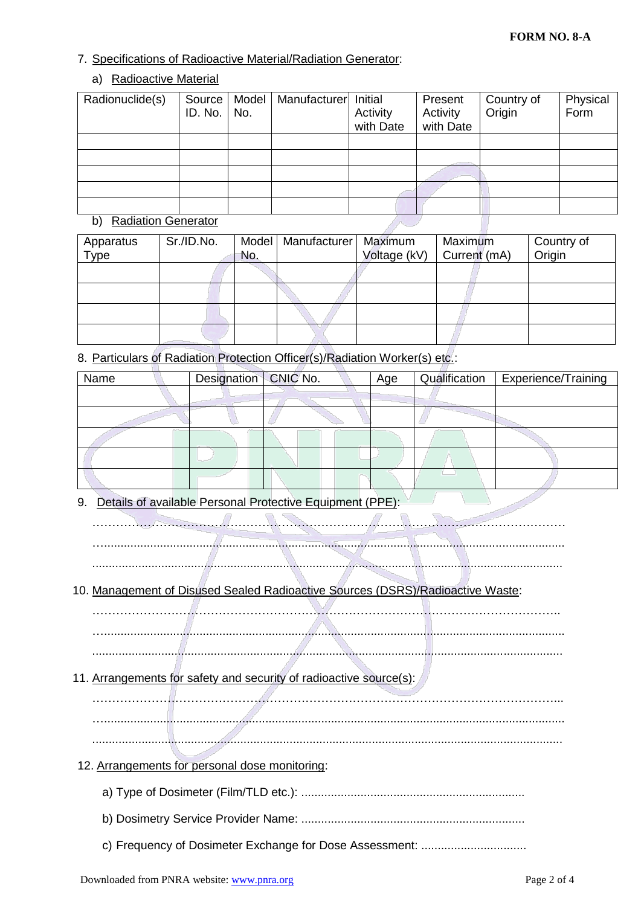**FORM NO. 8-A**

7. Specifications of Radioactive Material/Radiation Generator:

   a) Radioactive Material

| Radionuclide(s) | Source ID. No. | Model No. | Manufacturer | Initial Activity with Date | Present Activity with Date | Country of Origin | Physical Form |
|---|---|---|---|---|---|---|---|
| | | | | | | | |
| | | | | | | | |
| | | | | | | | |
| | | | | | | | |
| | | | | | | | |

   b) Radiation Generator

| Apparatus Type | Sr./ID.No. | Model No. | Manufacturer | Maximum Voltage (kV) | Maximum Current (mA) | Country of Origin |
|---|---|---|---|---|---|---|
| | | | | | | |
| | | | | | | |
| | | | | | | |
| | | | | | | |

8. Particulars of Radiation Protection Officer(s)/Radiation Worker(s) etc.:

| Name | Designation | CNIC No. | Age | Qualification | Experience/Training |
|---|---|---|---|---|---|
| | | | | | |
| | | | | | |
| | | | | | |
| | | | | | |
| | | | | | |

9. Details of available Personal Protective Equipment (PPE):

   ……………………………………………………………………………………………………
   …...........................................................................................................................
   .............................................................................................................................

10. Management of Disused Sealed Radioactive Sources (DSRS)/Radioactive Waste:

   …………………………………………………………………………………………………..
   …...........................................................................................................................
   .............................................................................................................................

11. Arrangements for safety and security of radioactive source(s):

   …………………………………………………………………………………………………...
   …...........................................................................................................................
   .............................................................................................................................

12. Arrangements for personal dose monitoring:

   a) Type of Dosimeter (Film/TLD etc.): ...................................................................

   b) Dosimetry Service Provider Name: ...................................................................

   c) Frequency of Dosimeter Exchange for Dose Assessment: ................................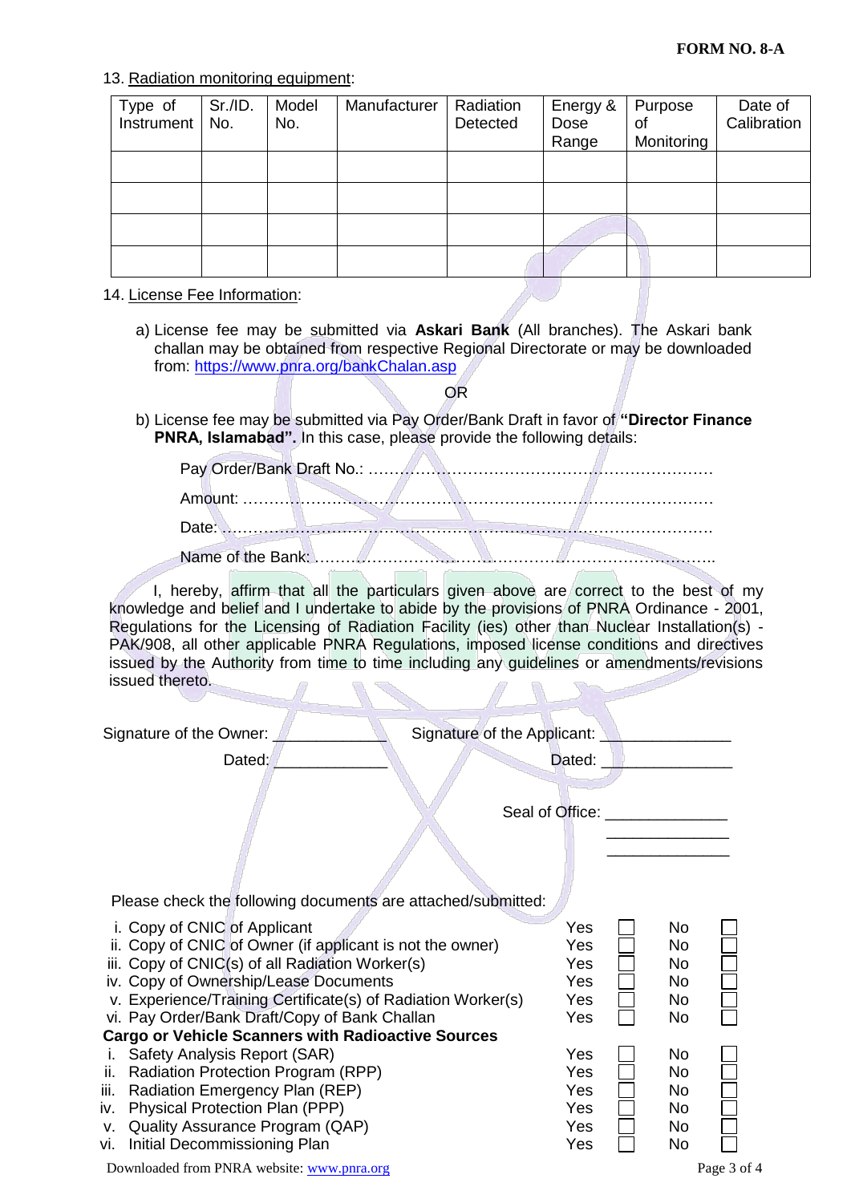**FORM NO. 8-A**

13. Radiation monitoring equipment:

| Type of Instrument | Sr./ID. No. | Model No. | Manufacturer | Radiation Detected | Energy & Dose Range | Purpose of Monitoring | Date of Calibration |
|---|---|---|---|---|---|---|---|
| | | | | | | | |
| | | | | | | | |
| | | | | | | | |
| | | | | | | | |

14. License Fee Information:

a) License fee may be submitted via **Askari Bank** (All branches). The Askari bank challan may be obtained from respective Regional Directorate or may be downloaded from: https://www.pnra.org/bankChalan.asp

OR

b) License fee may be submitted via Pay Order/Bank Draft in favor of **"Director Finance PNRA, Islamabad".** In this case, please provide the following details:

Pay Order/Bank Draft No.: ………………………………………………………

Amount: ………………………………………………………………………

Date: …………………………………………………………………………

Name of the Bank: ……………………………………………………………..

I, hereby, affirm that all the particulars given above are correct to the best of my knowledge and belief and I undertake to abide by the provisions of PNRA Ordinance - 2001, Regulations for the Licensing of Radiation Facility (ies) other than Nuclear Installation(s) - PAK/908, all other applicable PNRA Regulations, imposed license conditions and directives issued by the Authority from time to time including any guidelines or amendments/revisions issued thereto.

Signature of the Owner: ____________ Signature of the Applicant: ______________

Dated: ____________ Dated: ______________

Seal of Office: ______________
______________
______________

Please check the following documents are attached/submitted:

| | Yes | | No | |
|---|---|---|---|---|
| i. Copy of CNIC of Applicant | Yes | ☐ | No | ☐ |
| ii. Copy of CNIC of Owner (if applicant is not the owner) | Yes | ☐ | No | ☐ |
| iii. Copy of CNIC(s) of all Radiation Worker(s) | Yes | ☐ | No | ☐ |
| iv. Copy of Ownership/Lease Documents | Yes | ☐ | No | ☐ |
| v. Experience/Training Certificate(s) of Radiation Worker(s) | Yes | ☐ | No | ☐ |
| vi. Pay Order/Bank Draft/Copy of Bank Challan | Yes | ☐ | No | ☐ |
| **Cargo or Vehicle Scanners with Radioactive Sources** | | | | |
| i. Safety Analysis Report (SAR) | Yes | ☐ | No | ☐ |
| ii. Radiation Protection Program (RPP) | Yes | ☐ | No | ☐ |
| iii. Radiation Emergency Plan (REP) | Yes | ☐ | No | ☐ |
| iv. Physical Protection Plan (PPP) | Yes | ☐ | No | ☐ |
| v. Quality Assurance Program (QAP) | Yes | ☐ | No | ☐ |
| vi. Initial Decommissioning Plan | Yes | ☐ | No | ☐ |

Downloaded from PNRA website: www.pnra.org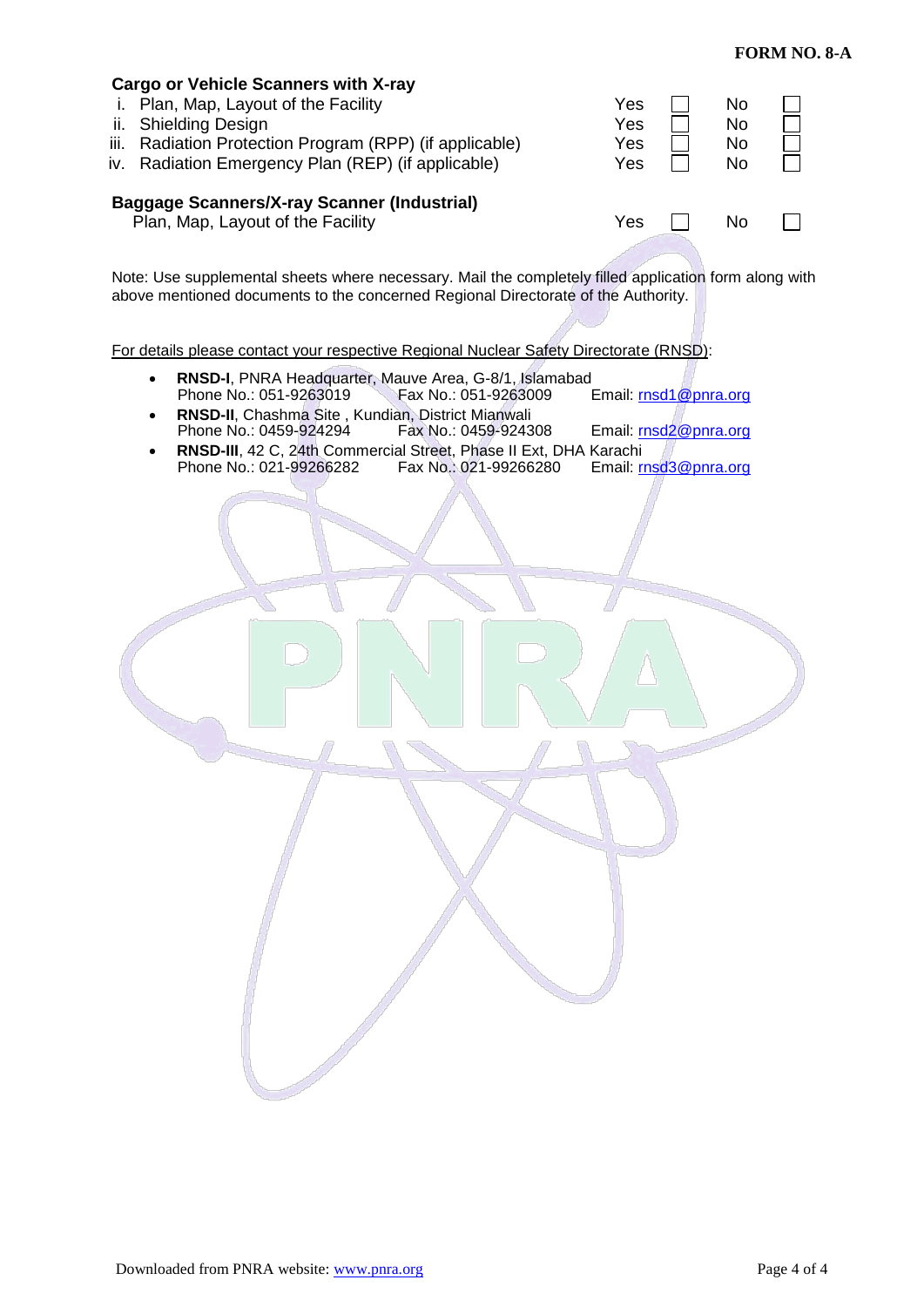**Cargo or Vehicle Scanners with X-ray**

| | | | |
|---|---|---|---|
| i. Plan, Map, Layout of the Facility | Yes ☐ | No ☐ |
| ii. Shielding Design | Yes ☐ | No ☐ |
| iii. Radiation Protection Program (RPP) (if applicable) | Yes ☐ | No ☐ |
| iv. Radiation Emergency Plan (REP) (if applicable) | Yes ☐ | No ☐ |

**Baggage Scanners/X-ray Scanner (Industrial)**

| | | |
|---|---|---|
| Plan, Map, Layout of the Facility | Yes ☐ | No ☐ |

Note: Use supplemental sheets where necessary. Mail the completely filled application form along with above mentioned documents to the concerned Regional Directorate of the Authority.

For details please contact your respective Regional Nuclear Safety Directorate (RNSD):

- **RNSD-I**, PNRA Headquarter, Mauve Area, G-8/1, Islamabad
  Phone No.: 051-9263019 Fax No.: 051-9263009 Email: rnsd1@pnra.org
- **RNSD-II**, Chashma Site , Kundian, District Mianwali
  Phone No.: 0459-924294 Fax No.: 0459-924308 Email: rnsd2@pnra.org
- **RNSD-III**, 42 C, 24th Commercial Street, Phase II Ext, DHA Karachi
  Phone No.: 021-99266282 Fax No.: 021-99266280 Email: rnsd3@pnra.org